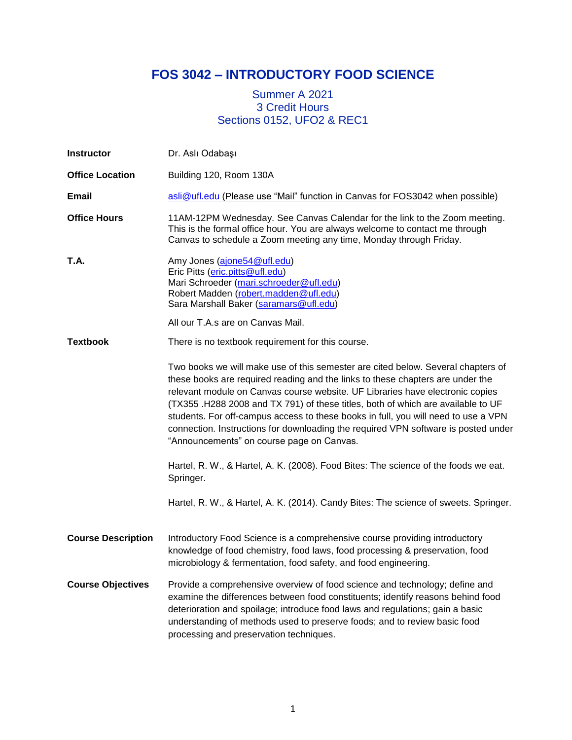# FOS 3042 – INTRODUCTORY FOOD SCIENCE

Summer A 2021
3 Credit Hours
Sections 0152, UFO2 & REC1

**Instructor** Dr. Aslı Odabaşı

**Office Location** Building 120, Room 130A

**Email** asli@ufl.edu (Please use "Mail" function in Canvas for FOS3042 when possible)

**Office Hours** 11AM-12PM Wednesday. See Canvas Calendar for the link to the Zoom meeting. This is the formal office hour. You are always welcome to contact me through Canvas to schedule a Zoom meeting any time, Monday through Friday.

**T.A.**
Amy Jones (ajone54@ufl.edu)
Eric Pitts (eric.pitts@ufl.edu)
Mari Schroeder (mari.schroeder@ufl.edu)
Robert Madden (robert.madden@ufl.edu)
Sara Marshall Baker (saramars@ufl.edu)

All our T.A.s are on Canvas Mail.

**Textbook** There is no textbook requirement for this course.

Two books we will make use of this semester are cited below. Several chapters of these books are required reading and the links to these chapters are under the relevant module on Canvas course website. UF Libraries have electronic copies (TX355 .H288 2008 and TX 791) of these titles, both of which are available to UF students. For off-campus access to these books in full, you will need to use a VPN connection. Instructions for downloading the required VPN software is posted under "Announcements" on course page on Canvas.

Hartel, R. W., & Hartel, A. K. (2008). Food Bites: The science of the foods we eat. Springer.

Hartel, R. W., & Hartel, A. K. (2014). Candy Bites: The science of sweets. Springer.

**Course Description** Introductory Food Science is a comprehensive course providing introductory knowledge of food chemistry, food laws, food processing & preservation, food microbiology & fermentation, food safety, and food engineering.

**Course Objectives** Provide a comprehensive overview of food science and technology; define and examine the differences between food constituents; identify reasons behind food deterioration and spoilage; introduce food laws and regulations; gain a basic understanding of methods used to preserve foods; and to review basic food processing and preservation techniques.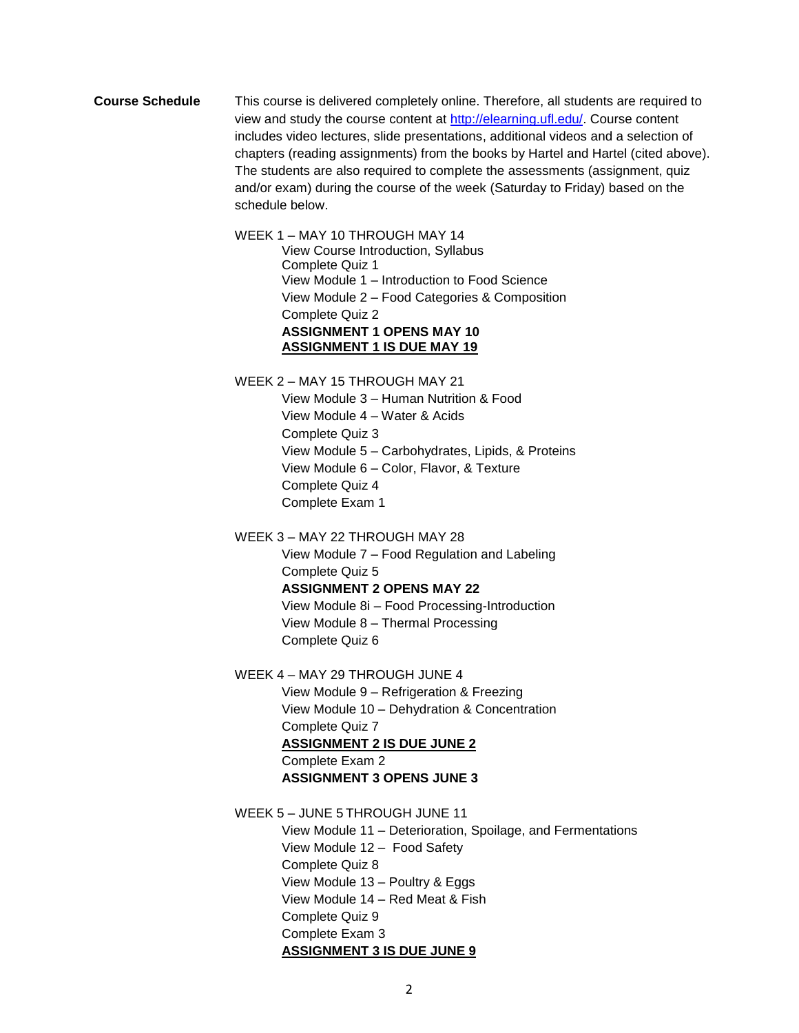**Course Schedule**

This course is delivered completely online. Therefore, all students are required to view and study the course content at [http://elearning.ufl.edu/](http://elearning.ufl.edu/). Course content includes video lectures, slide presentations, additional videos and a selection of chapters (reading assignments) from the books by Hartel and Hartel (cited above). The students are also required to complete the assessments (assignment, quiz and/or exam) during the course of the week (Saturday to Friday) based on the schedule below.

WEEK 1 – MAY 10 THROUGH MAY 14

- View Course Introduction, Syllabus
- Complete Quiz 1
- View Module 1 – Introduction to Food Science
- View Module 2 – Food Categories & Composition
- Complete Quiz 2
- **ASSIGNMENT 1 OPENS MAY 10**
- **<u>ASSIGNMENT 1 IS DUE MAY 19</u>**

WEEK 2 – MAY 15 THROUGH MAY 21

- View Module 3 – Human Nutrition & Food
- View Module 4 – Water & Acids
- Complete Quiz 3
- View Module 5 – Carbohydrates, Lipids, & Proteins
- View Module 6 – Color, Flavor, & Texture
- Complete Quiz 4
- Complete Exam 1

WEEK 3 – MAY 22 THROUGH MAY 28

- View Module 7 – Food Regulation and Labeling
- Complete Quiz 5
- **ASSIGNMENT 2 OPENS MAY 22**
- View Module 8i – Food Processing-Introduction
- View Module 8 – Thermal Processing
- Complete Quiz 6

WEEK 4 – MAY 29 THROUGH JUNE 4

- View Module 9 – Refrigeration & Freezing
- View Module 10 – Dehydration & Concentration
- Complete Quiz 7
- **<u>ASSIGNMENT 2 IS DUE JUNE 2</u>**
- Complete Exam 2
- **ASSIGNMENT 3 OPENS JUNE 3**

WEEK 5 – JUNE 5 THROUGH JUNE 11

- View Module 11 – Deterioration, Spoilage, and Fermentations
- View Module 12 – Food Safety
- Complete Quiz 8
- View Module 13 – Poultry & Eggs
- View Module 14 – Red Meat & Fish
- Complete Quiz 9
- Complete Exam 3
- **<u>ASSIGNMENT 3 IS DUE JUNE 9</u>**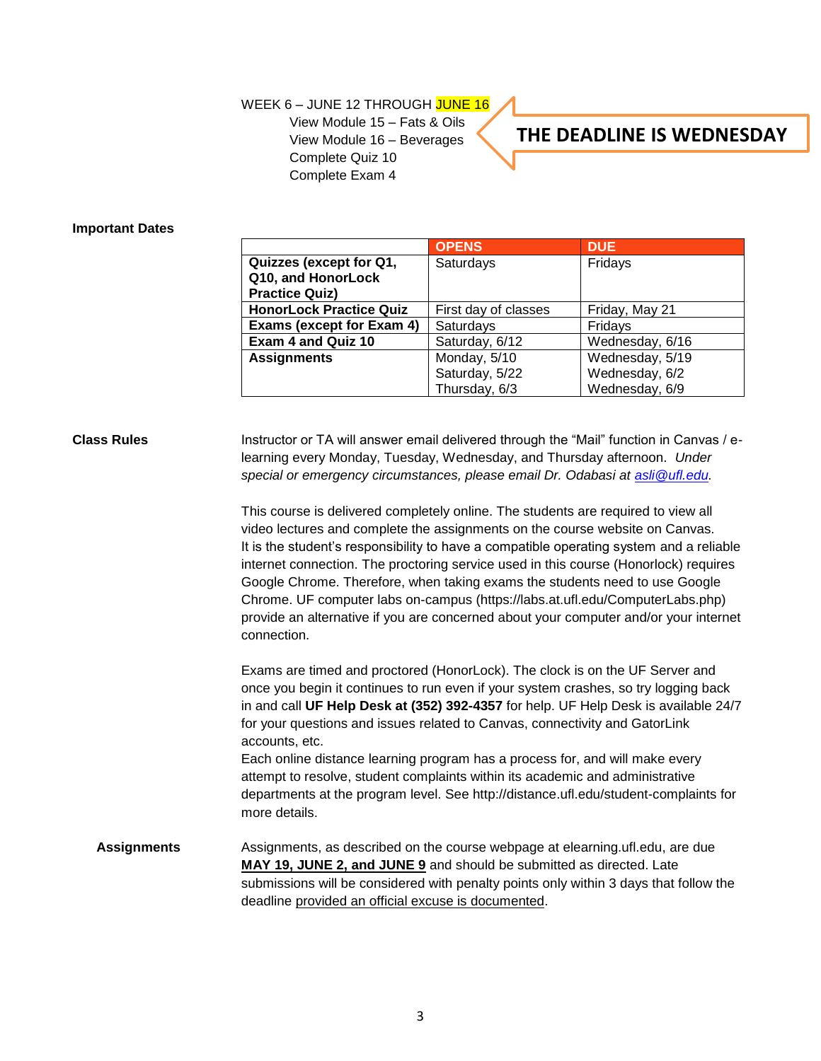WEEK 6 – JUNE 12 THROUGH JUNE 16

- View Module 15 – Fats & Oils
- View Module 16 – Beverages
- Complete Quiz 10
- Complete Exam 4

**THE DEADLINE IS WEDNESDAY**

**Important Dates**

| | OPENS | DUE |
|---|---|---|
| **Quizzes (except for Q1, Q10, and HonorLock Practice Quiz)** | Saturdays | Fridays |
| **HonorLock Practice Quiz** | First day of classes | Friday, May 21 |
| **Exams (except for Exam 4)** | Saturdays | Fridays |
| **Exam 4 and Quiz 10** | Saturday, 6/12 | Wednesday, 6/16 |
| **Assignments** | Monday, 5/10<br>Saturday, 5/22<br>Thursday, 6/3 | Wednesday, 5/19<br>Wednesday, 6/2<br>Wednesday, 6/9 |

**Class Rules**

Instructor or TA will answer email delivered through the "Mail" function in Canvas / e-learning every Monday, Tuesday, Wednesday, and Thursday afternoon. *Under special or emergency circumstances, please email Dr. Odabasi at asli@ufl.edu.*

This course is delivered completely online. The students are required to view all video lectures and complete the assignments on the course website on Canvas. It is the student's responsibility to have a compatible operating system and a reliable internet connection. The proctoring service used in this course (Honorlock) requires Google Chrome. Therefore, when taking exams the students need to use Google Chrome. UF computer labs on-campus (https://labs.at.ufl.edu/ComputerLabs.php) provide an alternative if you are concerned about your computer and/or your internet connection.

Exams are timed and proctored (HonorLock). The clock is on the UF Server and once you begin it continues to run even if your system crashes, so try logging back in and call **UF Help Desk at (352) 392-4357** for help. UF Help Desk is available 24/7 for your questions and issues related to Canvas, connectivity and GatorLink accounts, etc.
Each online distance learning program has a process for, and will make every attempt to resolve, student complaints within its academic and administrative departments at the program level. See http://distance.ufl.edu/student-complaints for more details.

**Assignments**

Assignments, as described on the course webpage at elearning.ufl.edu, are due **MAY 19, JUNE 2, and JUNE 9** and should be submitted as directed. Late submissions will be considered with penalty points only within 3 days that follow the deadline provided an official excuse is documented.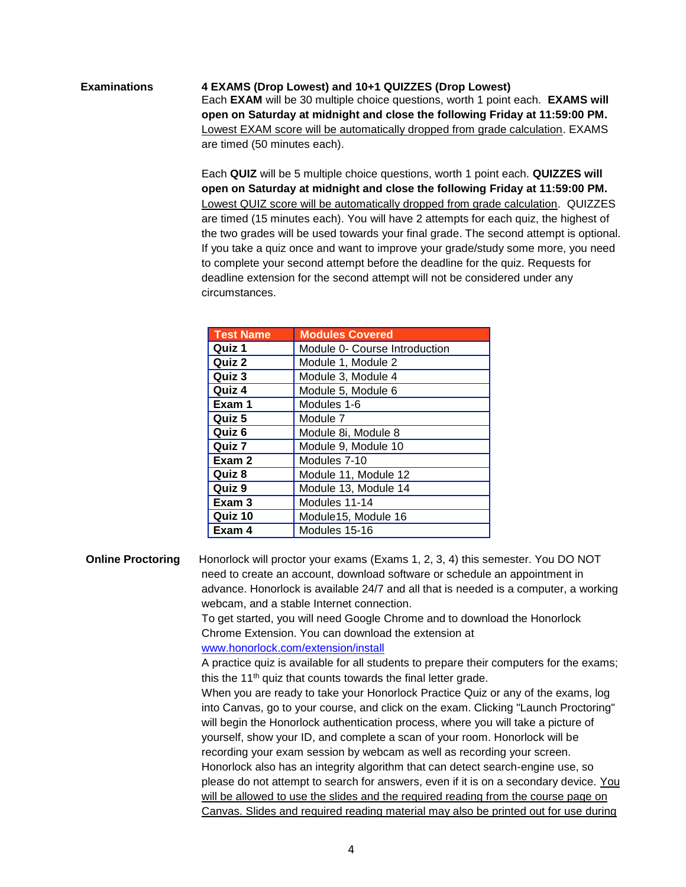**Examinations**

**4 EXAMS (Drop Lowest) and 10+1 QUIZZES (Drop Lowest)**

Each **EXAM** will be 30 multiple choice questions, worth 1 point each. **EXAMS will open on Saturday at midnight and close the following Friday at 11:59:00 PM.** Lowest EXAM score will be automatically dropped from grade calculation. EXAMS are timed (50 minutes each).

Each **QUIZ** will be 5 multiple choice questions, worth 1 point each. **QUIZZES will open on Saturday at midnight and close the following Friday at 11:59:00 PM.** Lowest QUIZ score will be automatically dropped from grade calculation. QUIZZES are timed (15 minutes each). You will have 2 attempts for each quiz, the highest of the two grades will be used towards your final grade. The second attempt is optional. If you take a quiz once and want to improve your grade/study some more, you need to complete your second attempt before the deadline for the quiz. Requests for deadline extension for the second attempt will not be considered under any circumstances.

| Test Name | Modules Covered |
|---|---|
| **Quiz 1** | Module 0- Course Introduction |
| **Quiz 2** | Module 1, Module 2 |
| **Quiz 3** | Module 3, Module 4 |
| **Quiz 4** | Module 5, Module 6 |
| **Exam 1** | Modules 1-6 |
| **Quiz 5** | Module 7 |
| **Quiz 6** | Module 8i, Module 8 |
| **Quiz 7** | Module 9, Module 10 |
| **Exam 2** | Modules 7-10 |
| **Quiz 8** | Module 11, Module 12 |
| **Quiz 9** | Module 13, Module 14 |
| **Exam 3** | Modules 11-14 |
| **Quiz 10** | Module15, Module 16 |
| **Exam 4** | Modules 15-16 |

**Online Proctoring**

Honorlock will proctor your exams (Exams 1, 2, 3, 4) this semester. You DO NOT need to create an account, download software or schedule an appointment in advance. Honorlock is available 24/7 and all that is needed is a computer, a working webcam, and a stable Internet connection.

To get started, you will need Google Chrome and to download the Honorlock Chrome Extension. You can download the extension at www.honorlock.com/extension/install

A practice quiz is available for all students to prepare their computers for the exams; this the 11th quiz that counts towards the final letter grade.

When you are ready to take your Honorlock Practice Quiz or any of the exams, log into Canvas, go to your course, and click on the exam. Clicking "Launch Proctoring" will begin the Honorlock authentication process, where you will take a picture of yourself, show your ID, and complete a scan of your room. Honorlock will be recording your exam session by webcam as well as recording your screen. Honorlock also has an integrity algorithm that can detect search-engine use, so please do not attempt to search for answers, even if it is on a secondary device. You will be allowed to use the slides and the required reading from the course page on Canvas. Slides and required reading material may also be printed out for use during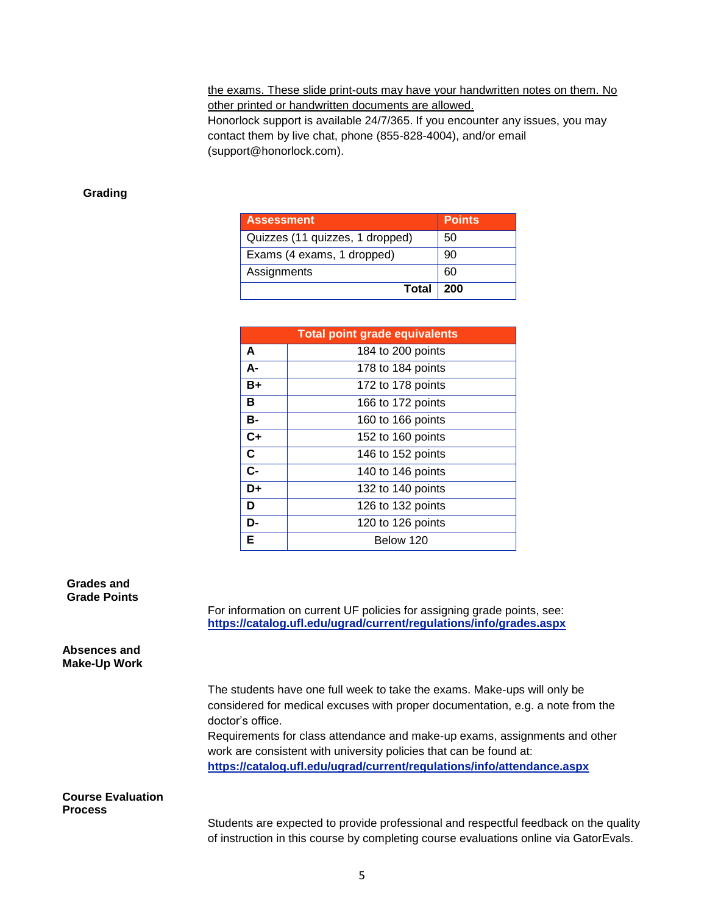<u>the exams. These slide print-outs may have your handwritten notes on them. No other printed or handwritten documents are allowed.</u>
Honorlock support is available 24/7/365. If you encounter any issues, you may contact them by live chat, phone (855-828-4004), and/or email (support@honorlock.com).

## Grading

| Assessment | Points |
|---|---|
| Quizzes (11 quizzes, 1 dropped) | 50 |
| Exams (4 exams, 1 dropped) | 90 |
| Assignments | 60 |
| **Total** | **200** |

| Total point grade equivalents | |
|---|---|
| **A** | 184 to 200 points |
| **A-** | 178 to 184 points |
| **B+** | 172 to 178 points |
| **B** | 166 to 172 points |
| **B-** | 160 to 166 points |
| **C+** | 152 to 160 points |
| **C** | 146 to 152 points |
| **C-** | 140 to 146 points |
| **D+** | 132 to 140 points |
| **D** | 126 to 132 points |
| **D-** | 120 to 126 points |
| **E** | Below 120 |

## Grades and Grade Points

For information on current UF policies for assigning grade points, see:
**https://catalog.ufl.edu/ugrad/current/regulations/info/grades.aspx**

## Absences and Make-Up Work

The students have one full week to take the exams. Make-ups will only be considered for medical excuses with proper documentation, e.g. a note from the doctor's office.
Requirements for class attendance and make-up exams, assignments and other work are consistent with university policies that can be found at:
**https://catalog.ufl.edu/ugrad/current/regulations/info/attendance.aspx**

## Course Evaluation Process

Students are expected to provide professional and respectful feedback on the quality of instruction in this course by completing course evaluations online via GatorEvals.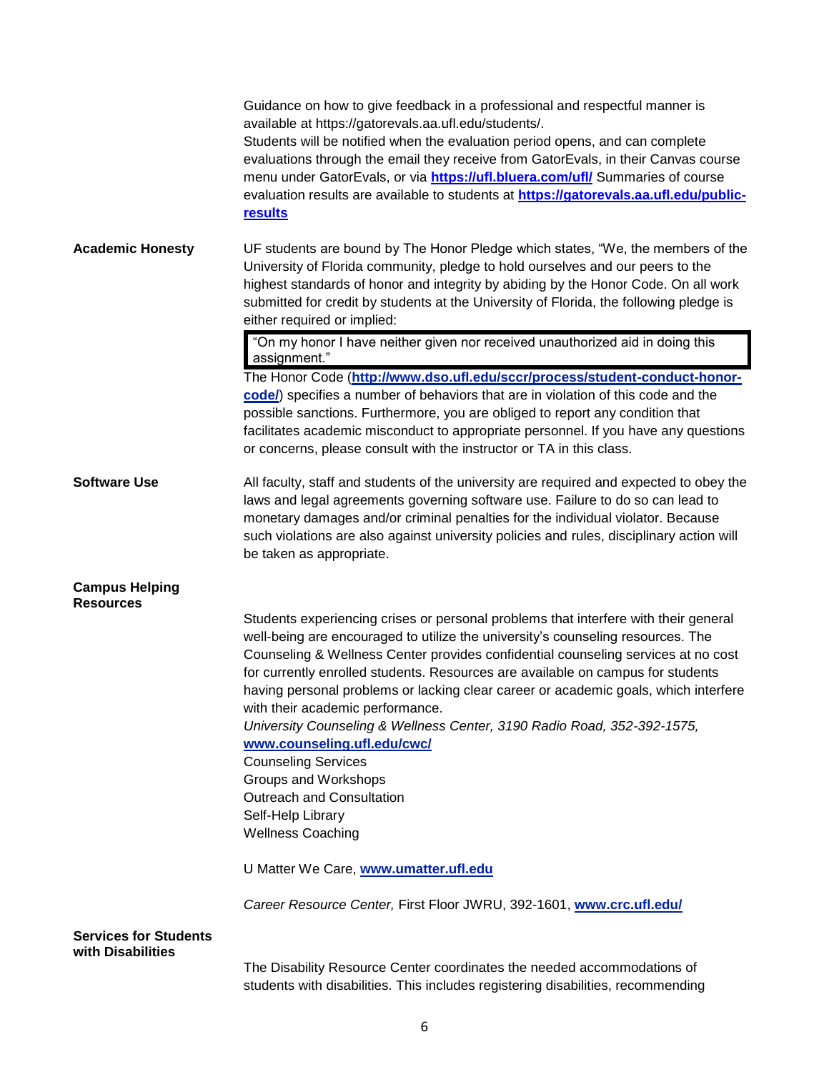Guidance on how to give feedback in a professional and respectful manner is available at https://gatorevals.aa.ufl.edu/students/.
Students will be notified when the evaluation period opens, and can complete evaluations through the email they receive from GatorEvals, in their Canvas course menu under GatorEvals, or via **https://ufl.bluera.com/ufl/** Summaries of course evaluation results are available to students at **https://gatorevals.aa.ufl.edu/public-results**

**Academic Honesty**

UF students are bound by The Honor Pledge which states, "We, the members of the University of Florida community, pledge to hold ourselves and our peers to the highest standards of honor and integrity by abiding by the Honor Code. On all work submitted for credit by students at the University of Florida, the following pledge is either required or implied:

> "On my honor I have neither given nor received unauthorized aid in doing this assignment."

The Honor Code (**http://www.dso.ufl.edu/sccr/process/student-conduct-honor-code/**) specifies a number of behaviors that are in violation of this code and the possible sanctions. Furthermore, you are obliged to report any condition that facilitates academic misconduct to appropriate personnel. If you have any questions or concerns, please consult with the instructor or TA in this class.

**Software Use**

All faculty, staff and students of the university are required and expected to obey the laws and legal agreements governing software use. Failure to do so can lead to monetary damages and/or criminal penalties for the individual violator. Because such violations are also against university policies and rules, disciplinary action will be taken as appropriate.

**Campus Helping Resources**

Students experiencing crises or personal problems that interfere with their general well-being are encouraged to utilize the university's counseling resources. The Counseling & Wellness Center provides confidential counseling services at no cost for currently enrolled students. Resources are available on campus for students having personal problems or lacking clear career or academic goals, which interfere with their academic performance.
*University Counseling & Wellness Center, 3190 Radio Road, 352-392-1575,* **www.counseling.ufl.edu/cwc/**
Counseling Services
Groups and Workshops
Outreach and Consultation
Self-Help Library
Wellness Coaching

U Matter We Care, **www.umatter.ufl.edu**

*Career Resource Center,* First Floor JWRU, 392-1601, **www.crc.ufl.edu/**

**Services for Students with Disabilities**

The Disability Resource Center coordinates the needed accommodations of students with disabilities. This includes registering disabilities, recommending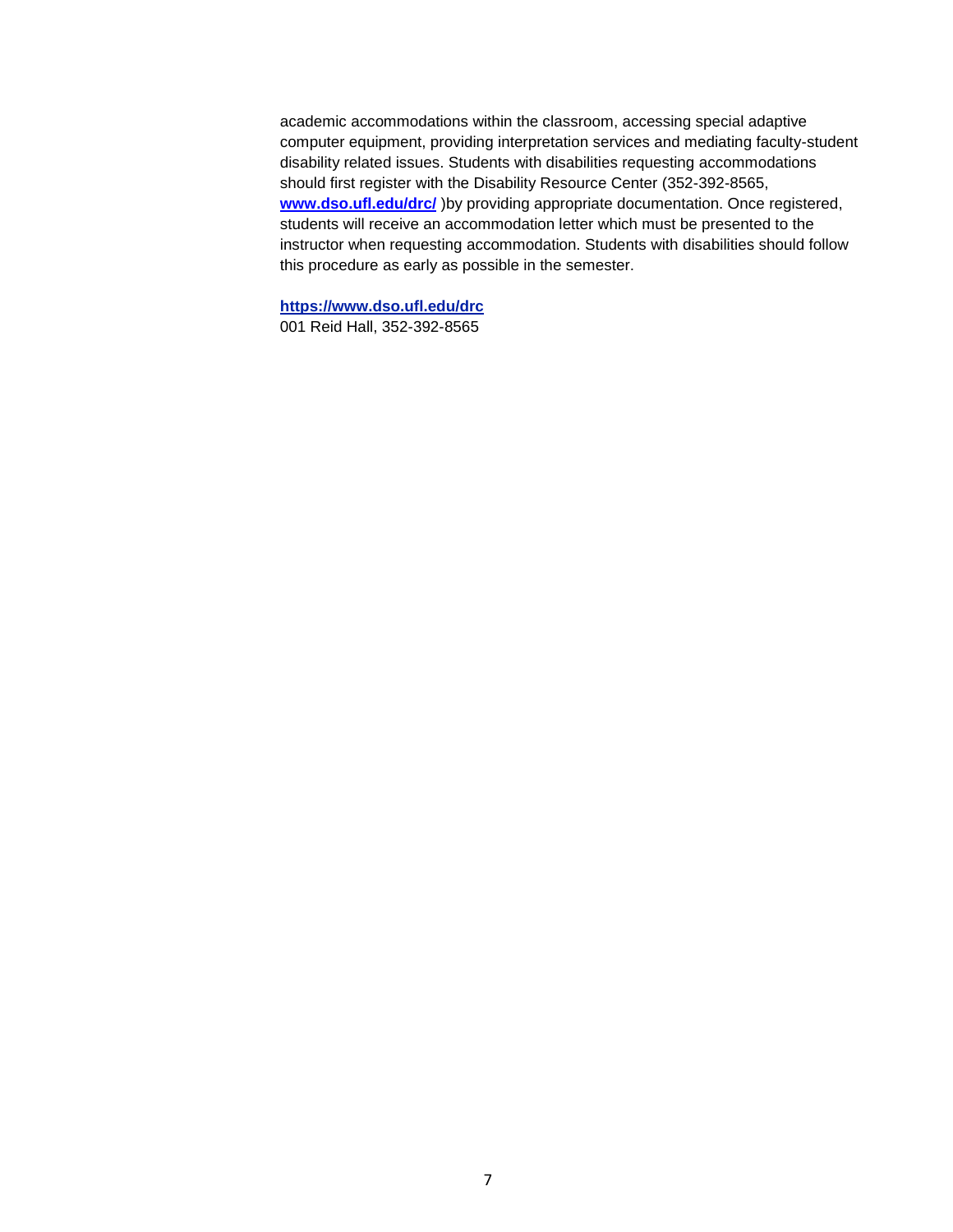academic accommodations within the classroom, accessing special adaptive computer equipment, providing interpretation services and mediating faculty-student disability related issues. Students with disabilities requesting accommodations should first register with the Disability Resource Center (352-392-8565, **www.dso.ufl.edu/drc/** )by providing appropriate documentation. Once registered, students will receive an accommodation letter which must be presented to the instructor when requesting accommodation. Students with disabilities should follow this procedure as early as possible in the semester.

**https://www.dso.ufl.edu/drc**
001 Reid Hall, 352-392-8565